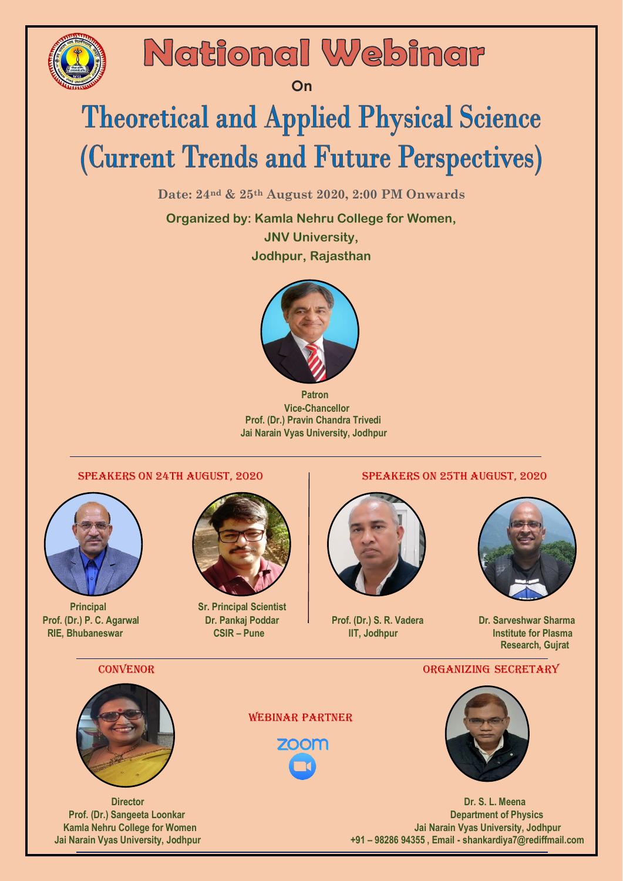# National Webinar

On

# Theoretical and Applied Physical Science (Current Trends and Future Perspectives)

**Date: 24th & 25th August 2020, 2:00 PM Onwards**

**Organized by: Kamla Nehru College for Women, JNV University, Jodhpur, Rajasthan**

**Patron**
**Vice-Chancellor**
**Prof. (Dr.) Pravin Chandra Trivedi**
**Jai Narain Vyas University, Jodhpur**

## SPEAKERS ON 24TH AUGUST, 2020

**Principal**
**Prof. (Dr.) P. C. Agarwal**
**RIE, Bhubaneswar**

**Sr. Principal Scientist**
**Dr. Pankaj Poddar**
**CSIR – Pune**

## SPEAKERS ON 25TH AUGUST, 2020

**Prof. (Dr.) S. R. Vadera**
**IIT, Jodhpur**

**Dr. Sarveshwar Sharma**
**Institute for Plasma Research, Gujrat**

## CONVENOR

**Director**
**Prof. (Dr.) Sangeeta Loonkar**
**Kamla Nehru College for Women**
**Jai Narain Vyas University, Jodhpur**

## WEBINAR PARTNER

zoom

## ORGANIZING SECRETARY

**Dr. S. L. Meena**
**Department of Physics**
**Jai Narain Vyas University, Jodhpur**
**+91 – 98286 94355 , Email - shankardiya7@rediffmail.com**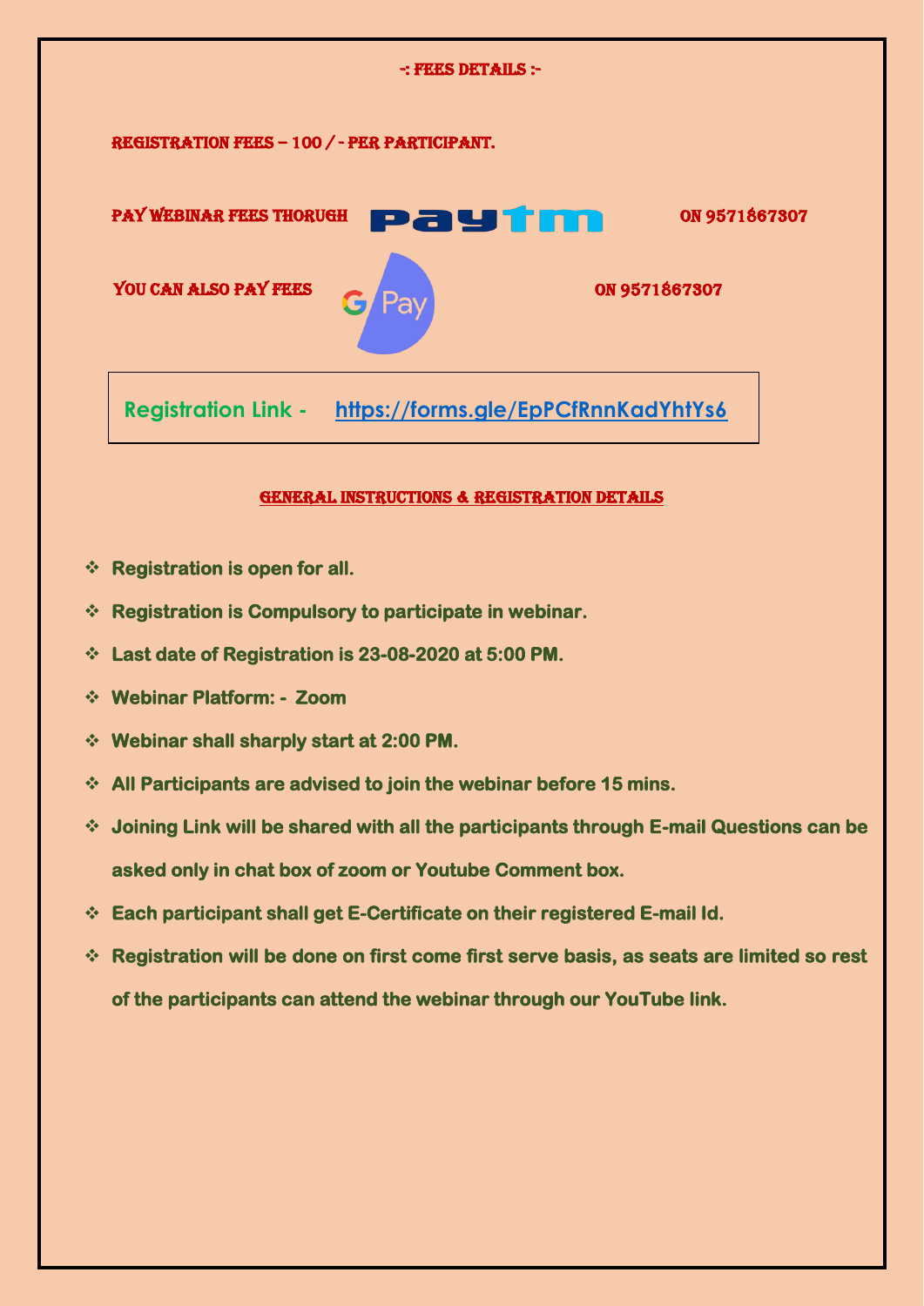## -: FEES DETAILS :-

REGISTRATION FEES – 100 / - PER PARTICIPANT.

PAY WEBINAR FEES THORUGH Paytm ON 9571867307

YOU CAN ALSO PAY FEES G Pay ON 9571867307

**Registration Link - https://forms.gle/EpPCfRnnKadYhtYs6**

## GENERAL INSTRUCTIONS & REGISTRATION DETAILS

- **Registration is open for all.**
- **Registration is Compulsory to participate in webinar.**
- **Last date of Registration is 23-08-2020 at 5:00 PM.**
- **Webinar Platform: - Zoom**
- **Webinar shall sharply start at 2:00 PM.**
- **All Participants are advised to join the webinar before 15 mins.**
- **Joining Link will be shared with all the participants through E-mail Questions can be asked only in chat box of zoom or Youtube Comment box.**
- **Each participant shall get E-Certificate on their registered E-mail Id.**
- **Registration will be done on first come first serve basis, as seats are limited so rest of the participants can attend the webinar through our YouTube link.**